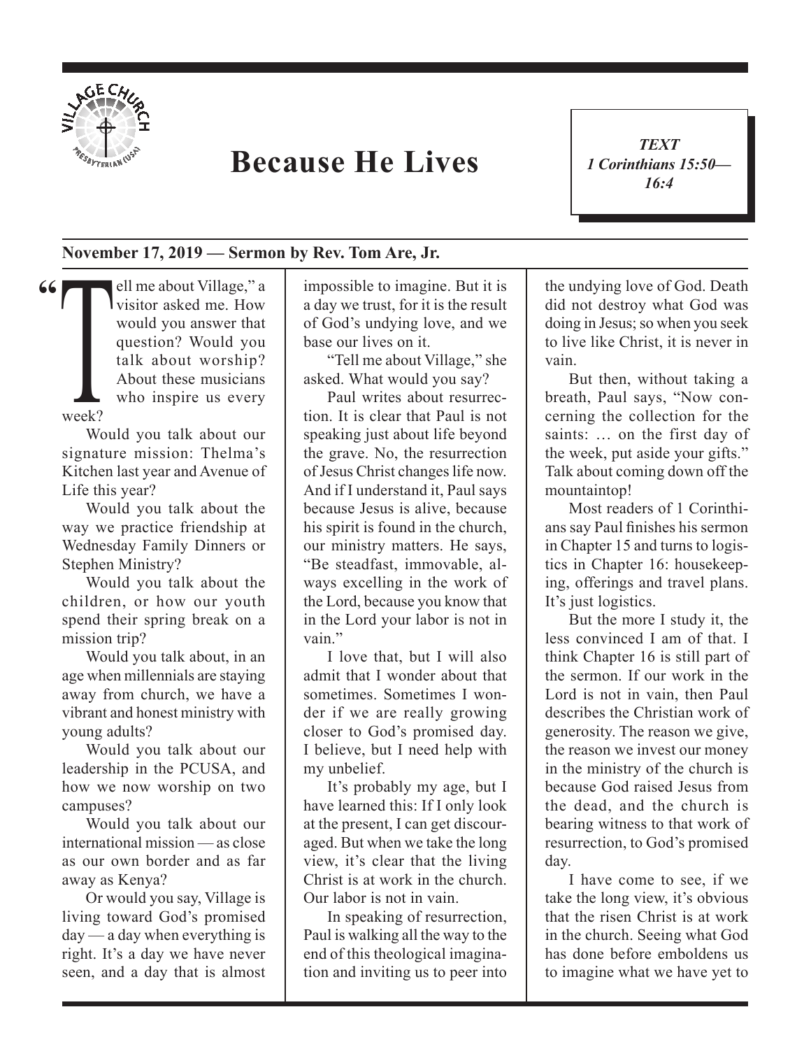# Because He Lives

*TEXT*
*1 Corinthians 15:50—16:4*

**November 17, 2019 — Sermon by Rev. Tom Are, Jr.**

"Tell me about Village," a visitor asked me. How would you answer that question? Would you talk about worship? About these musicians who inspire us every week?

Would you talk about our signature mission: Thelma's Kitchen last year and Avenue of Life this year?

Would you talk about the way we practice friendship at Wednesday Family Dinners or Stephen Ministry?

Would you talk about the children, or how our youth spend their spring break on a mission trip?

Would you talk about, in an age when millennials are staying away from church, we have a vibrant and honest ministry with young adults?

Would you talk about our leadership in the PCUSA, and how we now worship on two campuses?

Would you talk about our international mission — as close as our own border and as far away as Kenya?

Or would you say, Village is living toward God's promised day — a day when everything is right. It's a day we have never seen, and a day that is almost impossible to imagine. But it is a day we trust, for it is the result of God's undying love, and we base our lives on it.

"Tell me about Village," she asked. What would you say?

Paul writes about resurrection. It is clear that Paul is not speaking just about life beyond the grave. No, the resurrection of Jesus Christ changes life now. And if I understand it, Paul says because Jesus is alive, because his spirit is found in the church, our ministry matters. He says, "Be steadfast, immovable, always excelling in the work of the Lord, because you know that in the Lord your labor is not in vain."

I love that, but I will also admit that I wonder about that sometimes. Sometimes I wonder if we are really growing closer to God's promised day. I believe, but I need help with my unbelief.

It's probably my age, but I have learned this: If I only look at the present, I can get discouraged. But when we take the long view, it's clear that the living Christ is at work in the church. Our labor is not in vain.

In speaking of resurrection, Paul is walking all the way to the end of this theological imagination and inviting us to peer into the undying love of God. Death did not destroy what God was doing in Jesus; so when you seek to live like Christ, it is never in vain.

But then, without taking a breath, Paul says, "Now concerning the collection for the saints: … on the first day of the week, put aside your gifts." Talk about coming down off the mountaintop!

Most readers of 1 Corinthians say Paul finishes his sermon in Chapter 15 and turns to logistics in Chapter 16: housekeeping, offerings and travel plans. It's just logistics.

But the more I study it, the less convinced I am of that. I think Chapter 16 is still part of the sermon. If our work in the Lord is not in vain, then Paul describes the Christian work of generosity. The reason we give, the reason we invest our money in the ministry of the church is because God raised Jesus from the dead, and the church is bearing witness to that work of resurrection, to God's promised day.

I have come to see, if we take the long view, it's obvious that the risen Christ is at work in the church. Seeing what God has done before emboldens us to imagine what we have yet to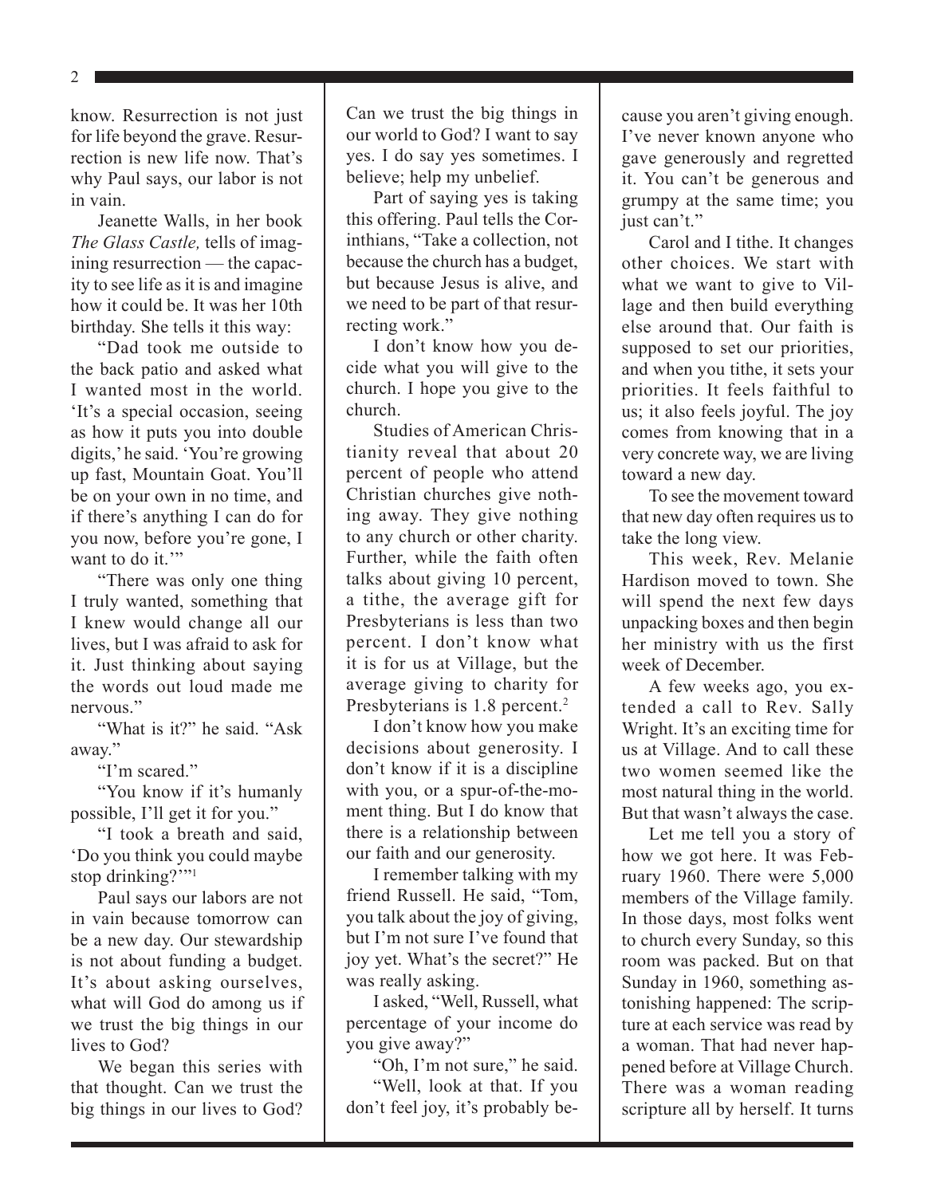know. Resurrection is not just for life beyond the grave. Resurrection is new life now. That's why Paul says, our labor is not in vain.

Jeanette Walls, in her book *The Glass Castle,* tells of imagining resurrection — the capacity to see life as it is and imagine how it could be. It was her 10th birthday. She tells it this way:

"Dad took me outside to the back patio and asked what I wanted most in the world. 'It's a special occasion, seeing as how it puts you into double digits,' he said. 'You're growing up fast, Mountain Goat. You'll be on your own in no time, and if there's anything I can do for you now, before you're gone, I want to do it.'"

"There was only one thing I truly wanted, something that I knew would change all our lives, but I was afraid to ask for it. Just thinking about saying the words out loud made me nervous."

"What is it?" he said. "Ask away."

"I'm scared."

"You know if it's humanly possible, I'll get it for you."

"I took a breath and said, 'Do you think you could maybe stop drinking?'"[1]

Paul says our labors are not in vain because tomorrow can be a new day. Our stewardship is not about funding a budget. It's about asking ourselves, what will God do among us if we trust the big things in our lives to God?

We began this series with that thought. Can we trust the big things in our lives to God? Can we trust the big things in our world to God? I want to say yes. I do say yes sometimes. I believe; help my unbelief.

Part of saying yes is taking this offering. Paul tells the Corinthians, "Take a collection, not because the church has a budget, but because Jesus is alive, and we need to be part of that resurrecting work."

I don't know how you decide what you will give to the church. I hope you give to the church.

Studies of American Christianity reveal that about 20 percent of people who attend Christian churches give nothing away. They give nothing to any church or other charity. Further, while the faith often talks about giving 10 percent, a tithe, the average gift for Presbyterians is less than two percent. I don't know what it is for us at Village, but the average giving to charity for Presbyterians is 1.8 percent.[2]

I don't know how you make decisions about generosity. I don't know if it is a discipline with you, or a spur-of-the-moment thing. But I do know that there is a relationship between our faith and our generosity.

I remember talking with my friend Russell. He said, "Tom, you talk about the joy of giving, but I'm not sure I've found that joy yet. What's the secret?" He was really asking.

I asked, "Well, Russell, what percentage of your income do you give away?"

"Oh, I'm not sure," he said.

"Well, look at that. If you don't feel joy, it's probably because you aren't giving enough. I've never known anyone who gave generously and regretted it. You can't be generous and grumpy at the same time; you just can't."

Carol and I tithe. It changes other choices. We start with what we want to give to Village and then build everything else around that. Our faith is supposed to set our priorities, and when you tithe, it sets your priorities. It feels faithful to us; it also feels joyful. The joy comes from knowing that in a very concrete way, we are living toward a new day.

To see the movement toward that new day often requires us to take the long view.

This week, Rev. Melanie Hardison moved to town. She will spend the next few days unpacking boxes and then begin her ministry with us the first week of December.

A few weeks ago, you extended a call to Rev. Sally Wright. It's an exciting time for us at Village. And to call these two women seemed like the most natural thing in the world. But that wasn't always the case.

Let me tell you a story of how we got here. It was February 1960. There were 5,000 members of the Village family. In those days, most folks went to church every Sunday, so this room was packed. But on that Sunday in 1960, something astonishing happened: The scripture at each service was read by a woman. That had never happened before at Village Church. There was a woman reading scripture all by herself. It turns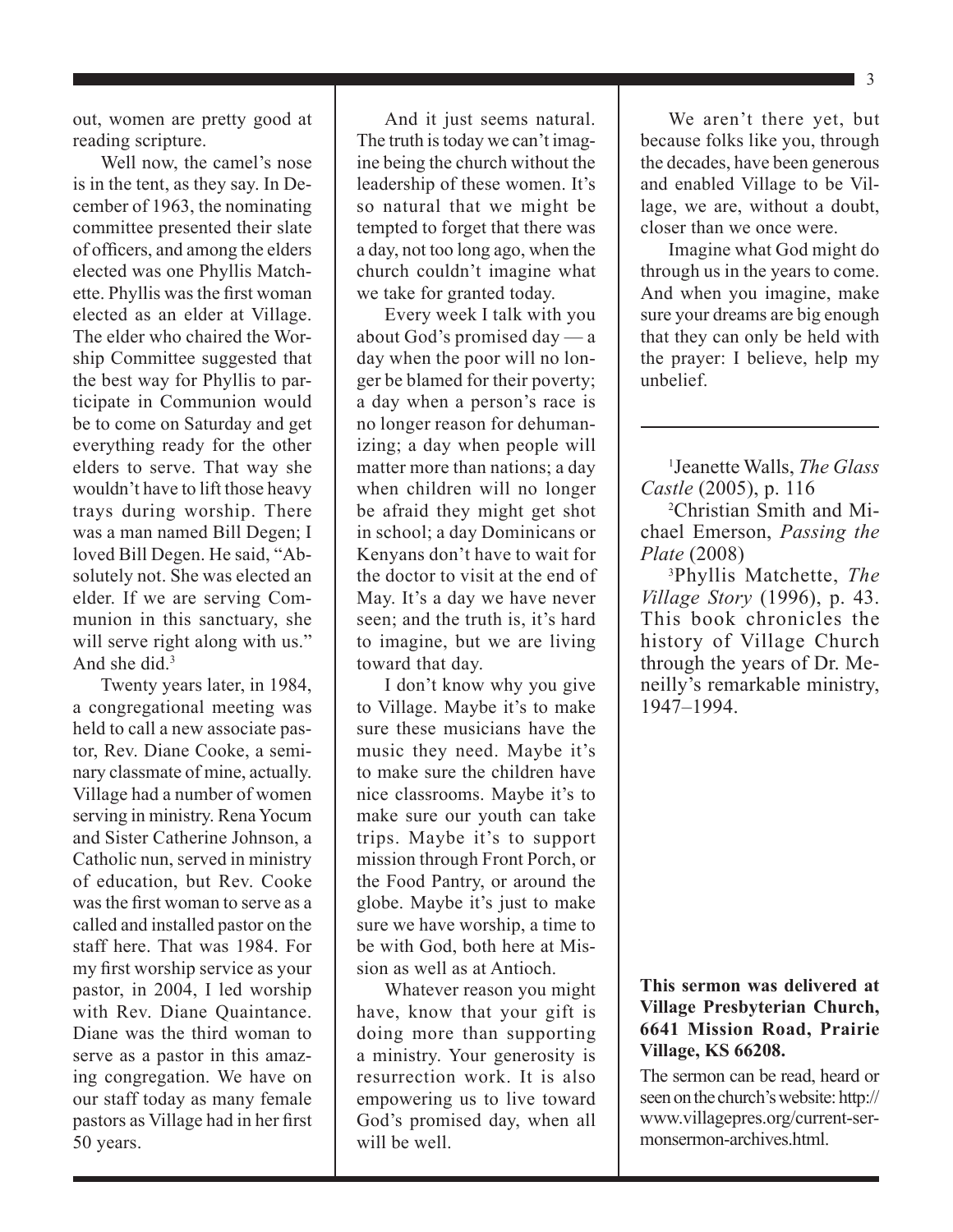out, women are pretty good at reading scripture.

Well now, the camel's nose is in the tent, as they say. In December of 1963, the nominating committee presented their slate of officers, and among the elders elected was one Phyllis Matchette. Phyllis was the first woman elected as an elder at Village. The elder who chaired the Worship Committee suggested that the best way for Phyllis to participate in Communion would be to come on Saturday and get everything ready for the other elders to serve. That way she wouldn't have to lift those heavy trays during worship. There was a man named Bill Degen; I loved Bill Degen. He said, "Absolutely not. She was elected an elder. If we are serving Communion in this sanctuary, she will serve right along with us." And she did.[3]

Twenty years later, in 1984, a congregational meeting was held to call a new associate pastor, Rev. Diane Cooke, a seminary classmate of mine, actually. Village had a number of women serving in ministry. Rena Yocum and Sister Catherine Johnson, a Catholic nun, served in ministry of education, but Rev. Cooke was the first woman to serve as a called and installed pastor on the staff here. That was 1984. For my first worship service as your pastor, in 2004, I led worship with Rev. Diane Quaintance. Diane was the third woman to serve as a pastor in this amazing congregation. We have on our staff today as many female pastors as Village had in her first 50 years.

And it just seems natural. The truth is today we can't imagine being the church without the leadership of these women. It's so natural that we might be tempted to forget that there was a day, not too long ago, when the church couldn't imagine what we take for granted today.

Every week I talk with you about God's promised day — a day when the poor will no longer be blamed for their poverty; a day when a person's race is no longer reason for dehumanizing; a day when people will matter more than nations; a day when children will no longer be afraid they might get shot in school; a day Dominicans or Kenyans don't have to wait for the doctor to visit at the end of May. It's a day we have never seen; and the truth is, it's hard to imagine, but we are living toward that day.

I don't know why you give to Village. Maybe it's to make sure these musicians have the music they need. Maybe it's to make sure the children have nice classrooms. Maybe it's to make sure our youth can take trips. Maybe it's to support mission through Front Porch, or the Food Pantry, or around the globe. Maybe it's just to make sure we have worship, a time to be with God, both here at Mission as well as at Antioch.

Whatever reason you might have, know that your gift is doing more than supporting a ministry. Your generosity is resurrection work. It is also empowering us to live toward God's promised day, when all will be well.

We aren't there yet, but because folks like you, through the decades, have been generous and enabled Village to be Village, we are, without a doubt, closer than we once were.

Imagine what God might do through us in the years to come. And when you imagine, make sure your dreams are big enough that they can only be held with the prayer: I believe, help my unbelief.

---

[1] Jeanette Walls, *The Glass Castle* (2005), p. 116

[2] Christian Smith and Michael Emerson, *Passing the Plate* (2008)

[3] Phyllis Matchette, *The Village Story* (1996), p. 43. This book chronicles the history of Village Church through the years of Dr. Meneilly's remarkable ministry, 1947–1994.

**This sermon was delivered at Village Presbyterian Church, 6641 Mission Road, Prairie Village, KS 66208.**

The sermon can be read, heard or seen on the church's website: http://www.villagepres.org/current-sermonsermon-archives.html.